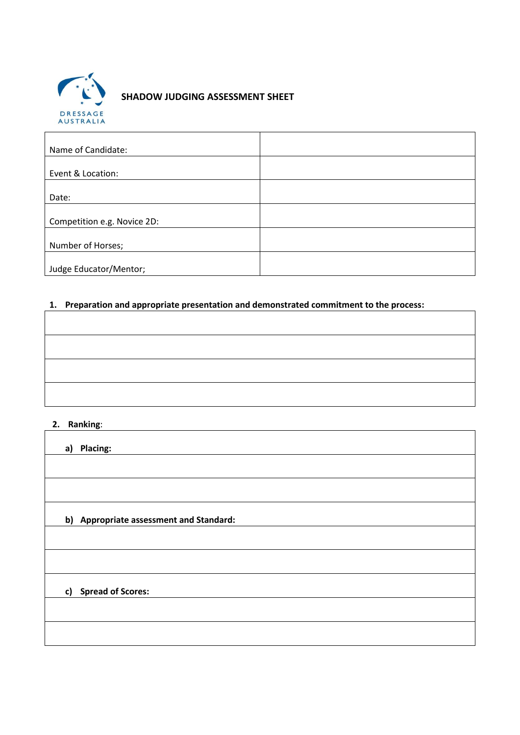DRESSAGE AUSTRALIA

# SHADOW JUDGING ASSESSMENT SHEET

| | |
|---|---|
| Name of Candidate: | |
| Event & Location: | |
| Date: | |
| Competition e.g. Novice 2D: | |
| Number of Horses; | |
| Judge Educator/Mentor; | |

**1. Preparation and appropriate presentation and demonstrated commitment to the process:**

| |
|---|
| |
| |
| |
| |

**2. Ranking**:

| |
|---|
| **a) Placing:** |
| |
| |
| **b) Appropriate assessment and Standard:** |
| |
| |
| **c) Spread of Scores:** |
| |
| |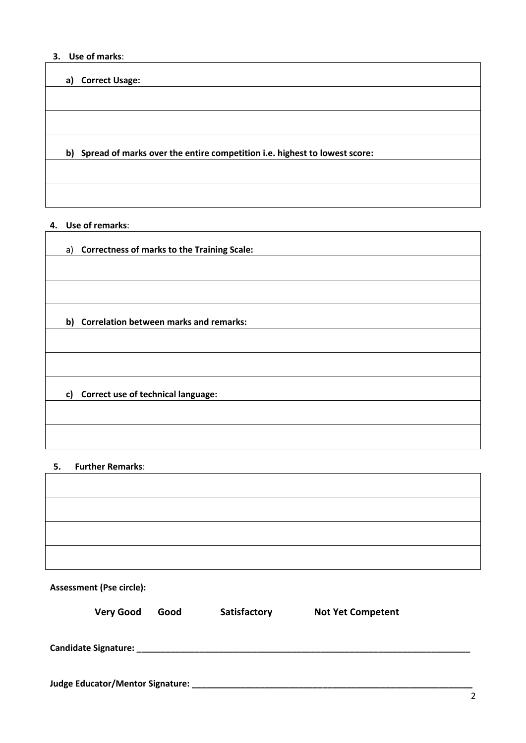**3. Use of marks**:

| a) **Correct Usage:** |
| --- |
| |
| |
| b) **Spread of marks over the entire competition i.e. highest to lowest score:** |
| |
| |

**4. Use of remarks**:

| a) **Correctness of marks to the Training Scale:** |
| --- |
| |
| |
| b) **Correlation between marks and remarks:** |
| |
| |
| c) **Correct use of technical language:** |
| |
| |

**5. Further Remarks**:

| |
| --- |
| |
| |
| |

**Assessment (Pse circle):**

**Very Good**  **Good**  **Satisfactory**  **Not Yet Competent**

**Candidate Signature: ______________________________________________________________**

**Judge Educator/Mentor Signature: _____________________________________________________**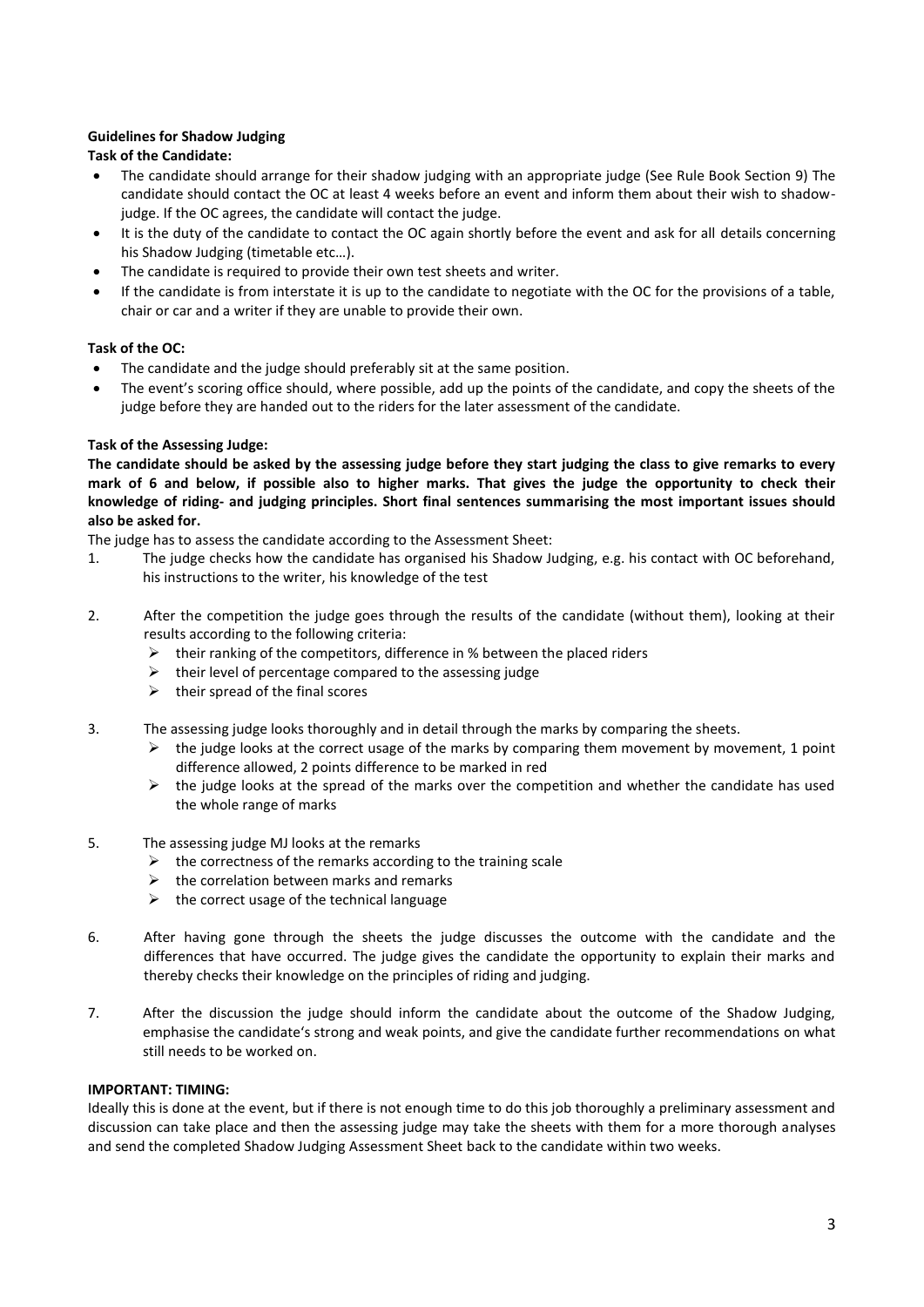**Guidelines for Shadow Judging**

**Task of the Candidate:**

- The candidate should arrange for their shadow judging with an appropriate judge (See Rule Book Section 9) The candidate should contact the OC at least 4 weeks before an event and inform them about their wish to shadow-judge. If the OC agrees, the candidate will contact the judge.
- It is the duty of the candidate to contact the OC again shortly before the event and ask for all details concerning his Shadow Judging (timetable etc…).
- The candidate is required to provide their own test sheets and writer.
- If the candidate is from interstate it is up to the candidate to negotiate with the OC for the provisions of a table, chair or car and a writer if they are unable to provide their own.

**Task of the OC:**

- The candidate and the judge should preferably sit at the same position.
- The event's scoring office should, where possible, add up the points of the candidate, and copy the sheets of the judge before they are handed out to the riders for the later assessment of the candidate.

**Task of the Assessing Judge:**

**The candidate should be asked by the assessing judge before they start judging the class to give remarks to every mark of 6 and below, if possible also to higher marks. That gives the judge the opportunity to check their knowledge of riding- and judging principles. Short final sentences summarising the most important issues should also be asked for.**

The judge has to assess the candidate according to the Assessment Sheet:

1. The judge checks how the candidate has organised his Shadow Judging, e.g. his contact with OC beforehand, his instructions to the writer, his knowledge of the test

2. After the competition the judge goes through the results of the candidate (without them), looking at their results according to the following criteria:
   - their ranking of the competitors, difference in % between the placed riders
   - their level of percentage compared to the assessing judge
   - their spread of the final scores

3. The assessing judge looks thoroughly and in detail through the marks by comparing the sheets.
   - the judge looks at the correct usage of the marks by comparing them movement by movement, 1 point difference allowed, 2 points difference to be marked in red
   - the judge looks at the spread of the marks over the competition and whether the candidate has used the whole range of marks

5. The assessing judge MJ looks at the remarks
   - the correctness of the remarks according to the training scale
   - the correlation between marks and remarks
   - the correct usage of the technical language

6. After having gone through the sheets the judge discusses the outcome with the candidate and the differences that have occurred. The judge gives the candidate the opportunity to explain their marks and thereby checks their knowledge on the principles of riding and judging.

7. After the discussion the judge should inform the candidate about the outcome of the Shadow Judging, emphasise the candidate's strong and weak points, and give the candidate further recommendations on what still needs to be worked on.

**IMPORTANT: TIMING:**

Ideally this is done at the event, but if there is not enough time to do this job thoroughly a preliminary assessment and discussion can take place and then the assessing judge may take the sheets with them for a more thorough analyses and send the completed Shadow Judging Assessment Sheet back to the candidate within two weeks.